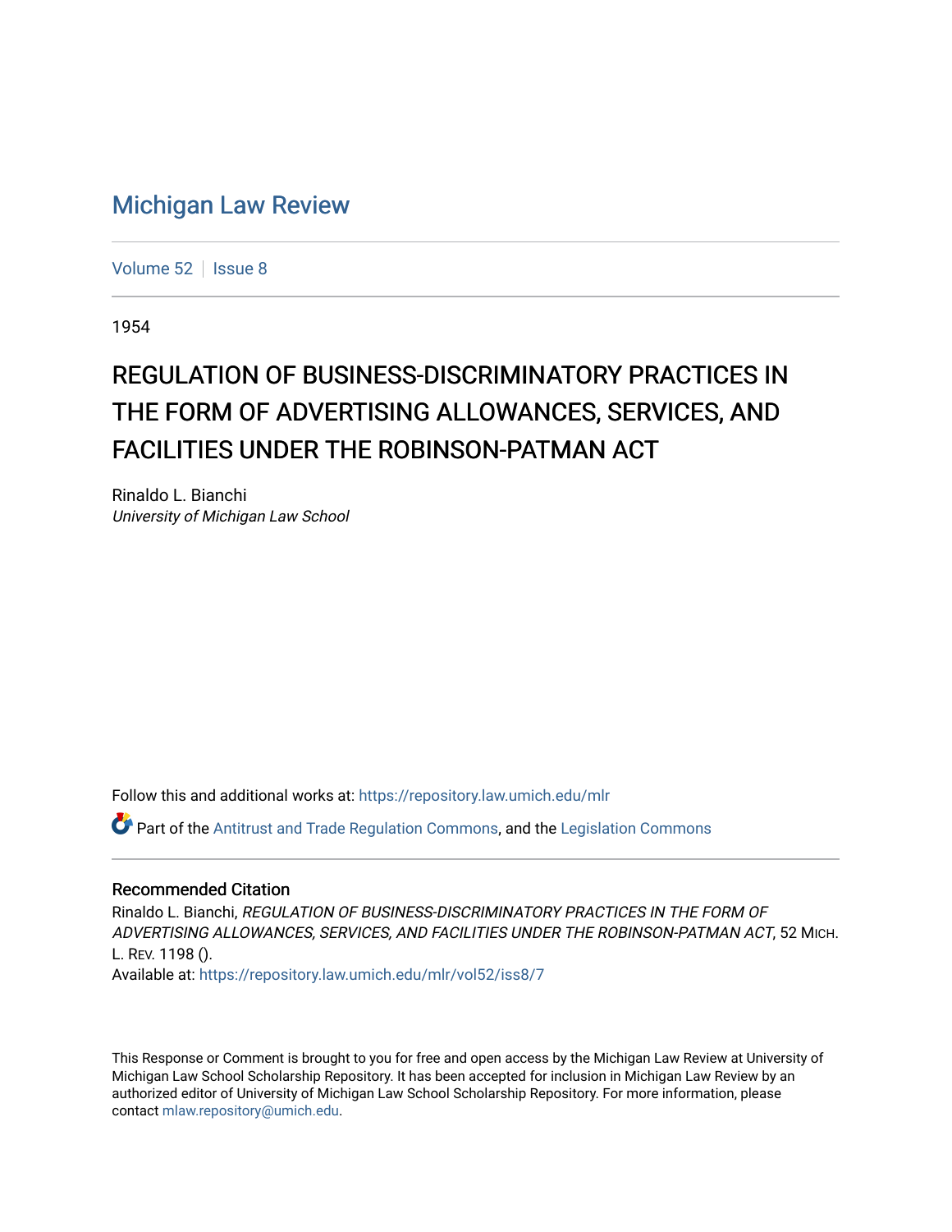# Michigan Law Review

Volume 52 | Issue 8

1954

## REGULATION OF BUSINESS-DISCRIMINATORY PRACTICES IN THE FORM OF ADVERTISING ALLOWANCES, SERVICES, AND FACILITIES UNDER THE ROBINSON-PATMAN ACT

Rinaldo L. Bianchi
*University of Michigan Law School*

Follow this and additional works at: https://repository.law.umich.edu/mlr

Part of the Antitrust and Trade Regulation Commons, and the Legislation Commons

### Recommended Citation

Rinaldo L. Bianchi, *REGULATION OF BUSINESS-DISCRIMINATORY PRACTICES IN THE FORM OF ADVERTISING ALLOWANCES, SERVICES, AND FACILITIES UNDER THE ROBINSON-PATMAN ACT*, 52 MICH. L. REV. 1198 ().
Available at: https://repository.law.umich.edu/mlr/vol52/iss8/7

This Response or Comment is brought to you for free and open access by the Michigan Law Review at University of Michigan Law School Scholarship Repository. It has been accepted for inclusion in Michigan Law Review by an authorized editor of University of Michigan Law School Scholarship Repository. For more information, please contact mlaw.repository@umich.edu.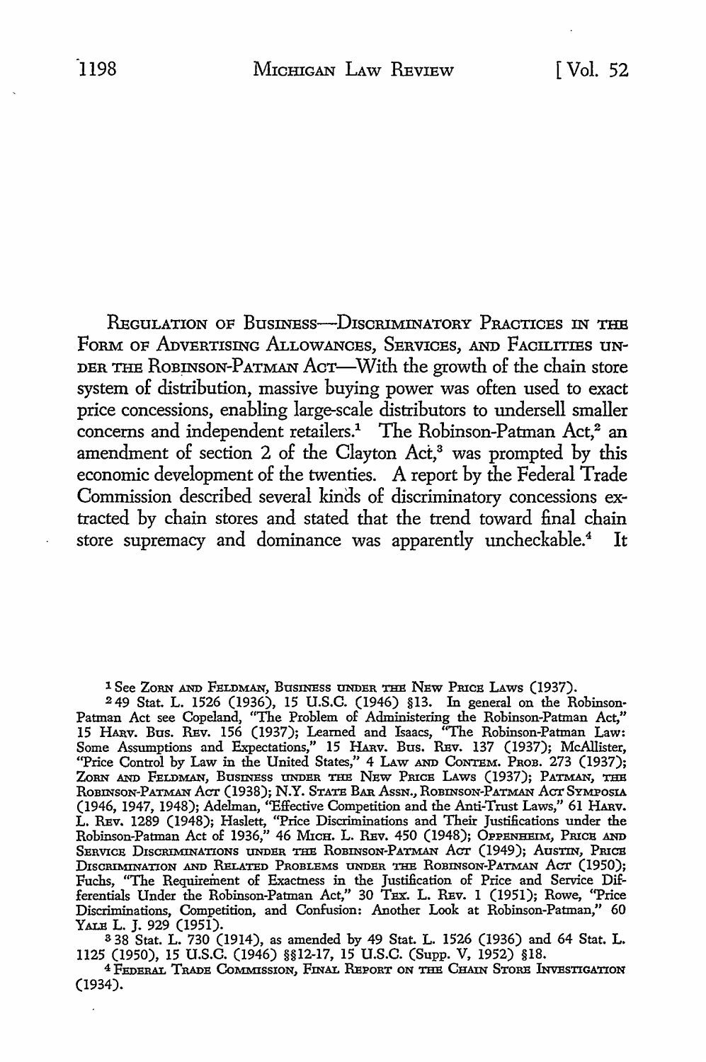REGULATION OF BUSINESS—DISCRIMINATORY PRACTICES IN THE FORM OF ADVERTISING ALLOWANCES, SERVICES, AND FACILITIES UNDER THE ROBINSON-PATMAN ACT—With the growth of the chain store system of distribution, massive buying power was often used to exact price concessions, enabling large-scale distributors to undersell smaller concerns and independent retailers.[1] The Robinson-Patman Act,[2] an amendment of section 2 of the Clayton Act,[3] was prompted by this economic development of the twenties. A report by the Federal Trade Commission described several kinds of discriminatory concessions extracted by chain stores and stated that the trend toward final chain store supremacy and dominance was apparently uncheckable.[4] It

---

[1] See ZORN AND FELDMAN, BUSINESS UNDER THE NEW PRICE LAWS (1937).

[2] 49 Stat. L. 1526 (1936), 15 U.S.C. (1946) §13. In general on the Robinson-Patman Act see Copeland, "The Problem of Administering the Robinson-Patman Act," 15 HARV. BUS. REV. 156 (1937); Learned and Isaacs, "The Robinson-Patman Law: Some Assumptions and Expectations," 15 HARV. BUS. REV. 137 (1937); McAllister, "Price Control by Law in the United States," 4 LAW AND CONTEM. PROB. 273 (1937); ZORN AND FELDMAN, BUSINESS UNDER THE NEW PRICE LAWS (1937); PATMAN, THE ROBINSON-PATMAN ACT (1938); N.Y. STATE BAR ASSN., ROBINSON-PATMAN ACT SYMPOSIA (1946, 1947, 1948); Adelman, "Effective Competition and the Anti-Trust Laws," 61 HARV. L. REV. 1289 (1948); Haslett, "Price Discriminations and Their Justifications under the Robinson-Patman Act of 1936," 46 MICH. L. REV. 450 (1948); OPPENHEIM, PRICE AND SERVICE DISCRIMINATIONS UNDER THE ROBINSON-PATMAN ACT (1949); AUSTIN, PRICE DISCRIMINATION AND RELATED PROBLEMS UNDER THE ROBINSON-PATMAN ACT (1950); Fuchs, "The Requirement of Exactness in the Justification of Price and Service Differentials Under the Robinson-Patman Act," 30 TEX. L. REV. 1 (1951); Rowe, "Price Discriminations, Competition, and Confusion: Another Look at Robinson-Patman," 60 YALE L. J. 929 (1951).

[3] 38 Stat. L. 730 (1914), as amended by 49 Stat. L. 1526 (1936) and 64 Stat. L. 1125 (1950), 15 U.S.C. (1946) §§12-17, 15 U.S.C. (Supp. V, 1952) §18.

[4] FEDERAL TRADE COMMISSION, FINAL REPORT ON THE CHAIN STORE INVESTIGATION (1934).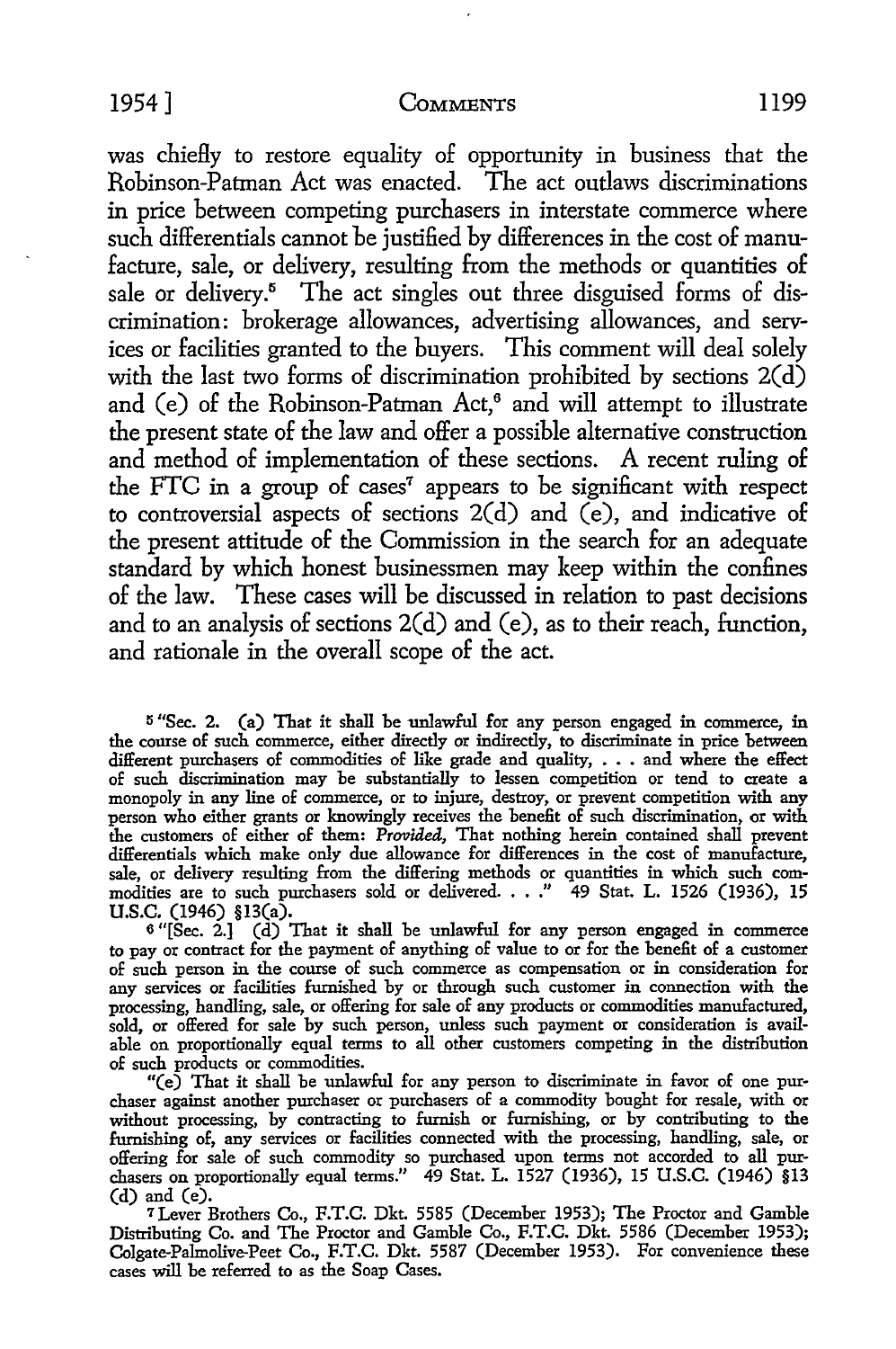was chiefly to restore equality of opportunity in business that the Robinson-Patman Act was enacted. The act outlaws discriminations in price between competing purchasers in interstate commerce where such differentials cannot be justified by differences in the cost of manufacture, sale, or delivery, resulting from the methods or quantities of sale or delivery.[5] The act singles out three disguised forms of discrimination: brokerage allowances, advertising allowances, and services or facilities granted to the buyers. This comment will deal solely with the last two forms of discrimination prohibited by sections 2(d) and (e) of the Robinson-Patman Act,[6] and will attempt to illustrate the present state of the law and offer a possible alternative construction and method of implementation of these sections. A recent ruling of the FTC in a group of cases[7] appears to be significant with respect to controversial aspects of sections 2(d) and (e), and indicative of the present attitude of the Commission in the search for an adequate standard by which honest businessmen may keep within the confines of the law. These cases will be discussed in relation to past decisions and to an analysis of sections 2(d) and (e), as to their reach, function, and rationale in the overall scope of the act.

---

[5] "Sec. 2. (a) That it shall be unlawful for any person engaged in commerce, in the course of such commerce, either directly or indirectly, to discriminate in price between different purchasers of commodities of like grade and quality, . . . and where the effect of such discrimination may be substantially to lessen competition or tend to create a monopoly in any line of commerce, or to injure, destroy, or prevent competition with any person who either grants or knowingly receives the benefit of such discrimination, or with the customers of either of them: *Provided,* That nothing herein contained shall prevent differentials which make only due allowance for differences in the cost of manufacture, sale, or delivery resulting from the differing methods or quantities in which such commodities are to such purchasers sold or delivered. . . ." 49 Stat. L. 1526 (1936), 15 U.S.C. (1946) §13(a).

[6] "[Sec. 2.] (d) That it shall be unlawful for any person engaged in commerce to pay or contract for the payment of anything of value to or for the benefit of a customer of such person in the course of such commerce as compensation or in consideration for any services or facilities furnished by or through such customer in connection with the processing, handling, sale, or offering for sale of any products or commodities manufactured, sold, or offered for sale by such person, unless such payment or consideration is available on proportionally equal terms to all other customers competing in the distribution of such products or commodities.

"(e) That it shall be unlawful for any person to discriminate in favor of one purchaser against another purchaser or purchasers of a commodity bought for resale, with or without processing, by contracting to furnish or furnishing, or by contributing to the furnishing of, any services or facilities connected with the processing, handling, sale, or offering for sale of such commodity so purchased upon terms not accorded to all purchasers on proportionally equal terms." 49 Stat. L. 1527 (1936), 15 U.S.C. (1946) §13 (d) and (e).

[7] Lever Brothers Co., F.T.C. Dkt. 5585 (December 1953); The Proctor and Gamble Distributing Co. and The Proctor and Gamble Co., F.T.C. Dkt. 5586 (December 1953); Colgate-Palmolive-Peet Co., F.T.C. Dkt. 5587 (December 1953). For convenience these cases will be referred to as the Soap Cases.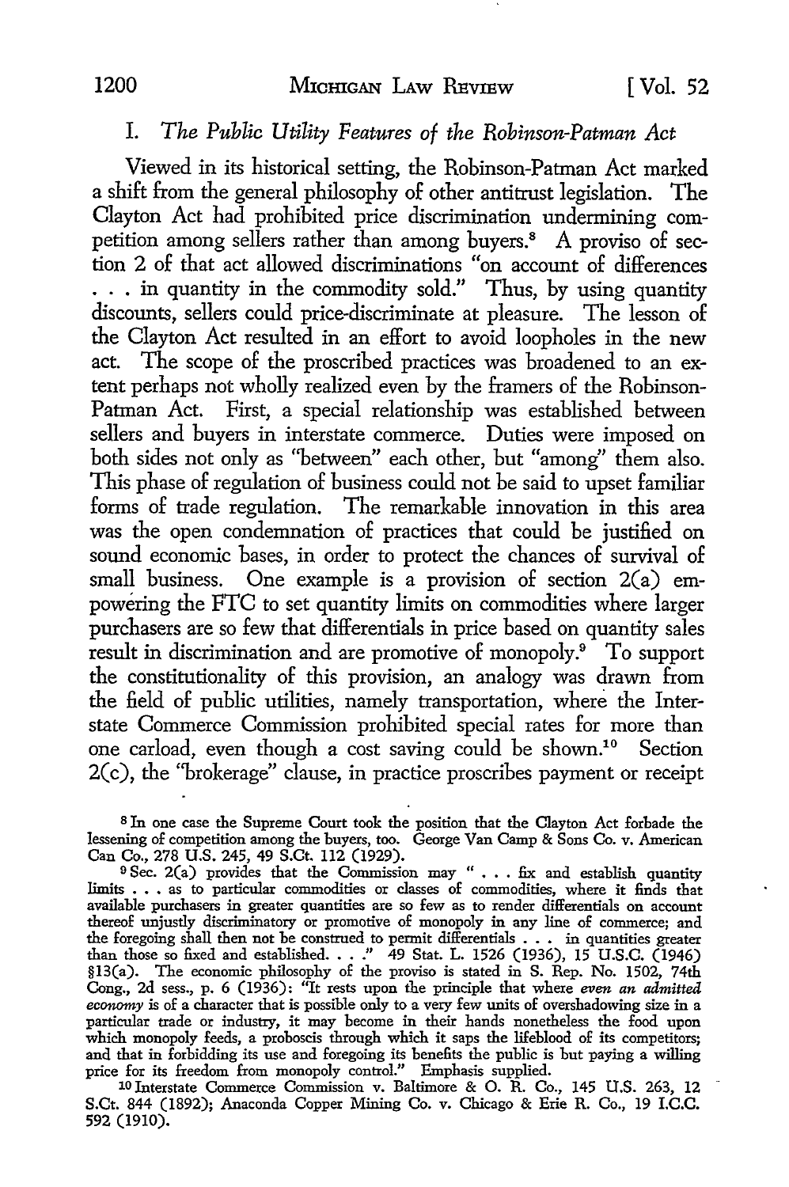## I. *The Public Utility Features of the Robinson-Patman Act*

Viewed in its historical setting, the Robinson-Patman Act marked a shift from the general philosophy of other antitrust legislation. The Clayton Act had prohibited price discrimination undermining competition among sellers rather than among buyers.[8] A proviso of section 2 of that act allowed discriminations "on account of differences . . . in quantity in the commodity sold." Thus, by using quantity discounts, sellers could price-discriminate at pleasure. The lesson of the Clayton Act resulted in an effort to avoid loopholes in the new act. The scope of the proscribed practices was broadened to an extent perhaps not wholly realized even by the framers of the Robinson-Patman Act. First, a special relationship was established between sellers and buyers in interstate commerce. Duties were imposed on both sides not only as "between" each other, but "among" them also. This phase of regulation of business could not be said to upset familiar forms of trade regulation. The remarkable innovation in this area was the open condemnation of practices that could be justified on sound economic bases, in order to protect the chances of survival of small business. One example is a provision of section 2(a) empowering the FTC to set quantity limits on commodities where larger purchasers are so few that differentials in price based on quantity sales result in discrimination and are promotive of monopoly.[9] To support the constitutionality of this provision, an analogy was drawn from the field of public utilities, namely transportation, where the Interstate Commerce Commission prohibited special rates for more than one carload, even though a cost saving could be shown.[10] Section 2(c), the "brokerage" clause, in practice proscribes payment or receipt

[8] In one case the Supreme Court took the position that the Clayton Act forbade the lessening of competition among the buyers, too. George Van Camp & Sons Co. v. American Can Co., 278 U.S. 245, 49 S.Ct. 112 (1929).

[9] Sec. 2(a) provides that the Commission may " . . . fix and establish quantity limits . . . as to particular commodities or classes of commodities, where it finds that available purchasers in greater quantities are so few as to render differentials on account thereof unjustly discriminatory or promotive of monopoly in any line of commerce; and the foregoing shall then not be construed to permit differentials . . . in quantities greater than those so fixed and established. . . ." 49 Stat. L. 1526 (1936), 15 U.S.C. (1946) §13(a). The economic philosophy of the proviso is stated in S. Rep. No. 1502, 74th Cong., 2d sess., p. 6 (1936): "It rests upon the principle that where *even an admitted economy* is of a character that is possible only to a very few units of overshadowing size in a particular trade or industry, it may become in their hands nonetheless the food upon which monopoly feeds, a proboscis through which it saps the lifeblood of its competitors; and that in forbidding its use and foregoing its benefits the public is but paying a willing price for its freedom from monopoly control." Emphasis supplied.

[10] Interstate Commerce Commission v. Baltimore & O. R. Co., 145 U.S. 263, 12 S.Ct. 844 (1892); Anaconda Copper Mining Co. v. Chicago & Erie R. Co., 19 I.C.C. 592 (1910).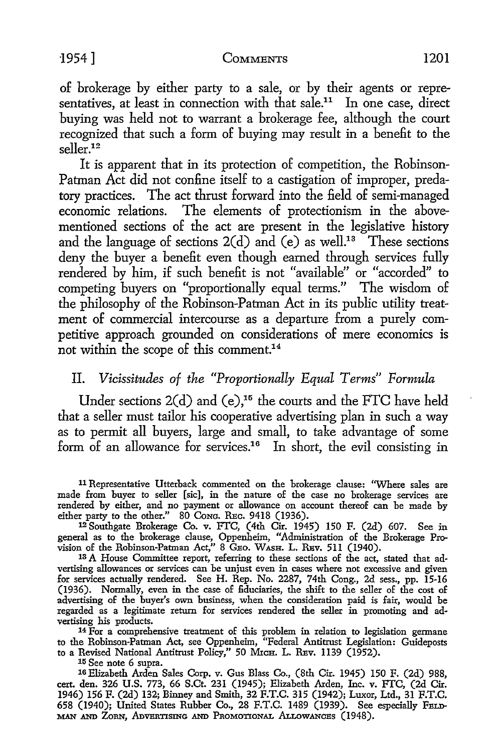of brokerage by either party to a sale, or by their agents or representatives, at least in connection with that sale.[11] In one case, direct buying was held not to warrant a brokerage fee, although the court recognized that such a form of buying may result in a benefit to the seller.[12]

It is apparent that in its protection of competition, the Robinson-Patman Act did not confine itself to a castigation of improper, predatory practices. The act thrust forward into the field of semi-managed economic relations. The elements of protectionism in the above-mentioned sections of the act are present in the legislative history and the language of sections 2(d) and (e) as well.[13] These sections deny the buyer a benefit even though earned through services fully rendered by him, if such benefit is not "available" or "accorded" to competing buyers on "proportionally equal terms." The wisdom of the philosophy of the Robinson-Patman Act in its public utility treatment of commercial intercourse as a departure from a purely competitive approach grounded on considerations of mere economics is not within the scope of this comment.[14]

## II. *Vicissitudes of the "Proportionally Equal Terms" Formula*

Under sections 2(d) and (e),[15] the courts and the FTC have held that a seller must tailor his cooperative advertising plan in such a way as to permit all buyers, large and small, to take advantage of some form of an allowance for services.[16] In short, the evil consisting in

---

[11] Representative Utterback commented on the brokerage clause: "Where sales are made from buyer to seller [sic], in the nature of the case no brokerage services are rendered by either, and no payment or allowance on account thereof can be made by either party to the other." 80 CONG. REC. 9418 (1936).

[12] Southgate Brokerage Co. v. FTC, (4th Cir. 1945) 150 F. (2d) 607. See in general as to the brokerage clause, Oppenheim, "Administration of the Brokerage Provision of the Robinson-Patman Act," 8 GEO. WASH. L. REV. 511 (1940).

[13] A House Committee report, referring to these sections of the act, stated that advertising allowances or services can be unjust even in cases where not excessive and given for services actually rendered. See H. Rep. No. 2287, 74th Cong., 2d sess., pp. 15-16 (1936). Normally, even in the case of fiduciaries, the shift to the seller of the cost of advertising of the buyer's own business, when the consideration paid is fair, would be regarded as a legitimate return for services rendered the seller in promoting and advertising his products.

[14] For a comprehensive treatment of this problem in relation to legislation germane to the Robinson-Patman Act, see Oppenheim, "Federal Antitrust Legislation: Guideposts to a Revised National Antitrust Policy," 50 MICH. L. REV. 1139 (1952).

[15] See note 6 supra.

[16] Elizabeth Arden Sales Corp. v. Gus Blass Co., (8th Cir. 1945) 150 F. (2d) 988, cert. den. 326 U.S. 773, 66 S.Ct. 231 (1945); Elizabeth Arden, Inc. v. FTC, (2d Cir. 1946) 156 F. (2d) 132; Binney and Smith, 32 F.T.C. 315 (1942); Luxor, Ltd., 31 F.T.C. 658 (1940); United States Rubber Co., 28 F.T.C. 1489 (1939). See especially FELDMAN AND ZORN, ADVERTISING AND PROMOTIONAL ALLOWANCES (1948).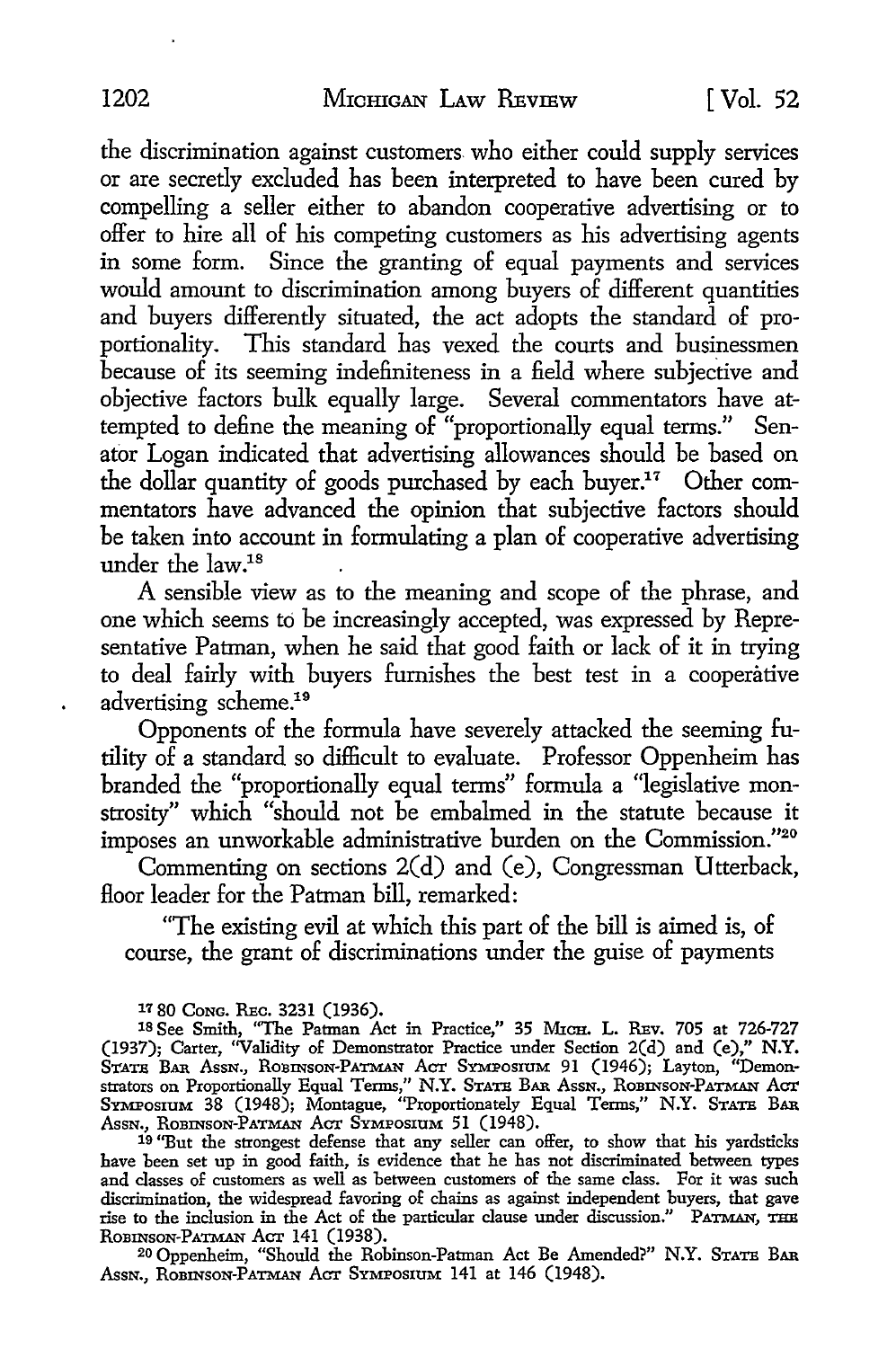the discrimination against customers who either could supply services or are secretly excluded has been interpreted to have been cured by compelling a seller either to abandon cooperative advertising or to offer to hire all of his competing customers as his advertising agents in some form. Since the granting of equal payments and services would amount to discrimination among buyers of different quantities and buyers differently situated, the act adopts the standard of proportionality. This standard has vexed the courts and businessmen because of its seeming indefiniteness in a field where subjective and objective factors bulk equally large. Several commentators have attempted to define the meaning of "proportionally equal terms." Senator Logan indicated that advertising allowances should be based on the dollar quantity of goods purchased by each buyer.[17] Other commentators have advanced the opinion that subjective factors should be taken into account in formulating a plan of cooperative advertising under the law.[18]

A sensible view as to the meaning and scope of the phrase, and one which seems to be increasingly accepted, was expressed by Representative Patman, when he said that good faith or lack of it in trying to deal fairly with buyers furnishes the best test in a cooperative advertising scheme.[19]

Opponents of the formula have severely attacked the seeming futility of a standard so difficult to evaluate. Professor Oppenheim has branded the "proportionally equal terms" formula a "legislative monstrosity" which "should not be embalmed in the statute because it imposes an unworkable administrative burden on the Commission."[20]

Commenting on sections 2(d) and (e), Congressman Utterback, floor leader for the Patman bill, remarked:

> "The existing evil at which this part of the bill is aimed is, of course, the grant of discriminations under the guise of payments

---

[17] 80 Cong. Rec. 3231 (1936).

[18] See Smith, "The Patman Act in Practice," 35 Mich. L. Rev. 705 at 726-727 (1937); Carter, "Validity of Demonstrator Practice under Section 2(d) and (e)," N.Y. State Bar Assn., Robinson-Patman Act Symposium 91 (1946); Layton, "Demonstrators on Proportionally Equal Terms," N.Y. State Bar Assn., Robinson-Patman Act Symposium 38 (1948); Montague, "Proportionately Equal Terms," N.Y. State Bar Assn., Robinson-Patman Act Symposium 51 (1948).

[19] "But the strongest defense that any seller can offer, to show that his yardsticks have been set up in good faith, is evidence that he has not discriminated between types and classes of customers as well as between customers of the same class. For it was such discrimination, the widespread favoring of chains as against independent buyers, that gave rise to the inclusion in the Act of the particular clause under discussion." Patman, The Robinson-Patman Act 141 (1938).

[20] Oppenheim, "Should the Robinson-Patman Act Be Amended?" N.Y. State Bar Assn., Robinson-Patman Act Symposium 141 at 146 (1948).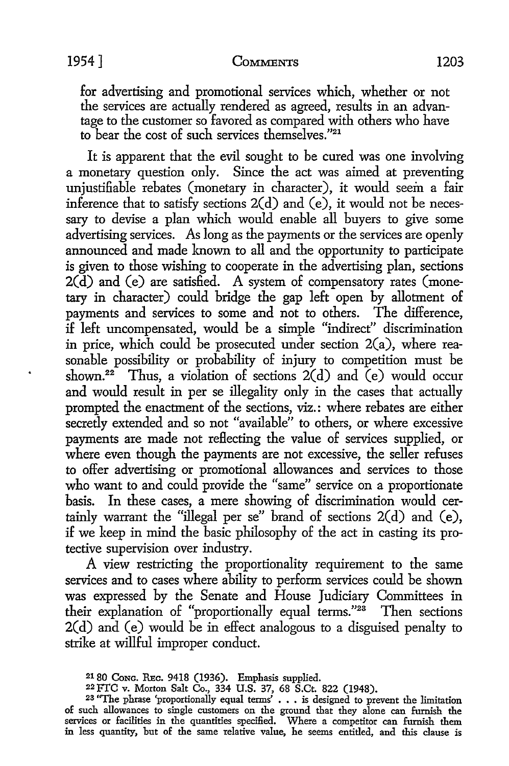for advertising and promotional services which, whether or not the services are actually rendered as agreed, results in an advantage to the customer so favored as compared with others who have to bear the cost of such services themselves."[21]

It is apparent that the evil sought to be cured was one involving a monetary question only. Since the act was aimed at preventing unjustifiable rebates (monetary in character), it would seem a fair inference that to satisfy sections 2(d) and (e), it would not be necessary to devise a plan which would enable all buyers to give some advertising services. As long as the payments or the services are openly announced and made known to all and the opportunity to participate is given to those wishing to cooperate in the advertising plan, sections 2(d) and (e) are satisfied. A system of compensatory rates (monetary in character) could bridge the gap left open by allotment of payments and services to some and not to others. The difference, if left uncompensated, would be a simple "indirect" discrimination in price, which could be prosecuted under section 2(a), where reasonable possibility or probability of injury to competition must be shown.[22] Thus, a violation of sections 2(d) and (e) would occur and would result in per se illegality only in the cases that actually prompted the enactment of the sections, viz.: where rebates are either secretly extended and so not "available" to others, or where excessive payments are made not reflecting the value of services supplied, or where even though the payments are not excessive, the seller refuses to offer advertising or promotional allowances and services to those who want to and could provide the "same" service on a proportionate basis. In these cases, a mere showing of discrimination would certainly warrant the "illegal per se" brand of sections 2(d) and (e), if we keep in mind the basic philosophy of the act in casting its protective supervision over industry.

A view restricting the proportionality requirement to the same services and to cases where ability to perform services could be shown was expressed by the Senate and House Judiciary Committees in their explanation of "proportionally equal terms."[23] Then sections 2(d) and (e) would be in effect analogous to a disguised penalty to strike at willful improper conduct.

---

[21] 80 Cong. Rec. 9418 (1936). Emphasis supplied.

[22] FTC v. Morton Salt Co., 334 U.S. 37, 68 S.Ct. 822 (1948).

[23] "The phrase 'proportionally equal terms' . . . is designed to prevent the limitation of such allowances to single customers on the ground that they alone can furnish the services or facilities in the quantities specified. Where a competitor can furnish them in less quantity, but of the same relative value, he seems entitled, and this clause is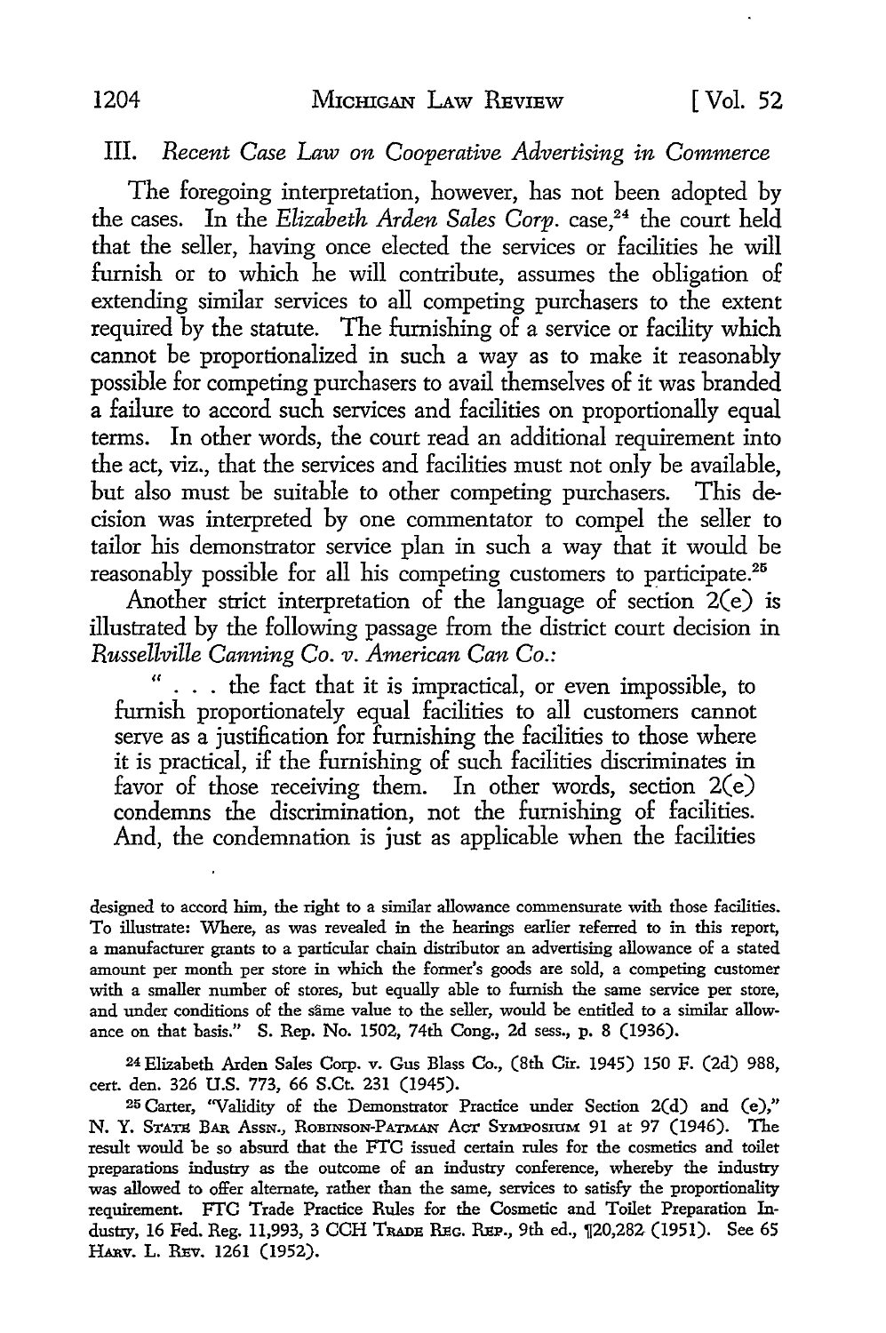### III. *Recent Case Law on Cooperative Advertising in Commerce*

The foregoing interpretation, however, has not been adopted by the cases. In the *Elizabeth Arden Sales Corp.* case,[24] the court held that the seller, having once elected the services or facilities he will furnish or to which he will contribute, assumes the obligation of extending similar services to all competing purchasers to the extent required by the statute. The furnishing of a service or facility which cannot be proportionalized in such a way as to make it reasonably possible for competing purchasers to avail themselves of it was branded a failure to accord such services and facilities on proportionally equal terms. In other words, the court read an additional requirement into the act, viz., that the services and facilities must not only be available, but also must be suitable to other competing purchasers. This decision was interpreted by one commentator to compel the seller to tailor his demonstrator service plan in such a way that it would be reasonably possible for all his competing customers to participate.[25]

Another strict interpretation of the language of section 2(e) is illustrated by the following passage from the district court decision in *Russellville Canning Co. v. American Can Co.*:

> " . . . the fact that it is impractical, or even impossible, to furnish proportionately equal facilities to all customers cannot serve as a justification for furnishing the facilities to those where it is practical, if the furnishing of such facilities discriminates in favor of those receiving them. In other words, section 2(e) condemns the discrimination, not the furnishing of facilities. And, the condemnation is just as applicable when the facilities

---

designed to accord him, the right to a similar allowance commensurate with those facilities. To illustrate: Where, as was revealed in the hearings earlier referred to in this report, a manufacturer grants to a particular chain distributor an advertising allowance of a stated amount per month per store in which the former's goods are sold, a competing customer with a smaller number of stores, but equally able to furnish the same service per store, and under conditions of the sâme value to the seller, would be entitled to a similar allowance on that basis." S. Rep. No. 1502, 74th Cong., 2d sess., p. 8 (1936).

[24] Elizabeth Arden Sales Corp. v. Gus Blass Co., (8th Cir. 1945) 150 F. (2d) 988, cert. den. 326 U.S. 773, 66 S.Ct. 231 (1945).

[25] Carter, "Validity of the Demonstrator Practice under Section 2(d) and (e)," N. Y. STATE BAR ASSN., ROBINSON-PATMAN ACT SYMPOSIUM 91 at 97 (1946). The result would be so absurd that the FTC issued certain rules for the cosmetics and toilet preparations industry as the outcome of an industry conference, whereby the industry was allowed to offer alternate, rather than the same, services to satisfy the proportionality requirement. FTC Trade Practice Rules for the Cosmetic and Toilet Preparation Industry, 16 Fed. Reg. 11,993, 3 CCH TRADE REG. REP., 9th ed., ¶20,282 (1951). See 65 HARV. L. REV. 1261 (1952).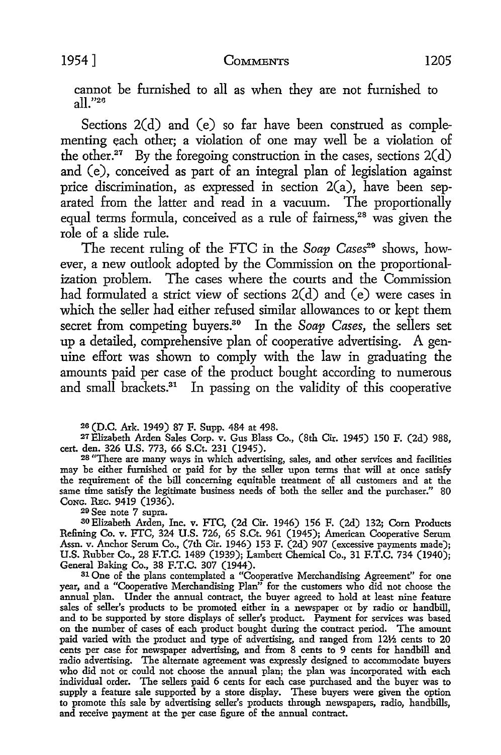cannot be furnished to all as when they are not furnished to all."[26]

Sections 2(d) and (e) so far have been construed as complementing each other; a violation of one may well be a violation of the other.[27] By the foregoing construction in the cases, sections 2(d) and (e), conceived as part of an integral plan of legislation against price discrimination, as expressed in section 2(a), have been separated from the latter and read in a vacuum. The proportionally equal terms formula, conceived as a rule of fairness,[28] was given the role of a slide rule.

The recent ruling of the FTC in the *Soap Cases*[29] shows, however, a new outlook adopted by the Commission on the proportionalization problem. The cases where the courts and the Commission had formulated a strict view of sections 2(d) and (e) were cases in which the seller had either refused similar allowances to or kept them secret from competing buyers.[30] In the *Soap Cases*, the sellers set up a detailed, comprehensive plan of cooperative advertising. A genuine effort was shown to comply with the law in graduating the amounts paid per case of the product bought according to numerous and small brackets.[31] In passing on the validity of this cooperative

---

[26] (D.C. Ark. 1949) 87 F. Supp. 484 at 498.

[27] Elizabeth Arden Sales Corp. v. Gus Blass Co., (8th Cir. 1945) 150 F. (2d) 988, cert. den. 326 U.S. 773, 66 S.Ct. 231 (1945).

[28] "There are many ways in which advertising, sales, and other services and facilities may be either furnished or paid for by the seller upon terms that will at once satisfy the requirement of the bill concerning equitable treatment of all customers and at the same time satisfy the legitimate business needs of both the seller and the purchaser." 80 Cong. Rec. 9419 (1936).

[29] See note 7 supra.

[30] Elizabeth Arden, Inc. v. FTC, (2d Cir. 1946) 156 F. (2d) 132; Corn Products Refining Co. v. FTC, 324 U.S. 726, 65 S.Ct. 961 (1945); American Cooperative Serum Assn. v. Anchor Serum Co., (7th Cir. 1946) 153 F. (2d) 907 (excessive payments made); U.S. Rubber Co., 28 F.T.C. 1489 (1939); Lambert Chemical Co., 31 F.T.C. 734 (1940); General Baking Co., 38 F.T.C. 307 (1944).

[31] One of the plans contemplated a "Cooperative Merchandising Agreement" for one year, and a "Cooperative Merchandising Plan" for the customers who did not choose the annual plan. Under the annual contract, the buyer agreed to hold at least nine feature sales of seller's products to be promoted either in a newspaper or by radio or handbill, and to be supported by store displays of seller's product. Payment for services was based on the number of cases of each product bought during the contract period. The amount paid varied with the product and type of advertising, and ranged from 12½ cents to 20 cents per case for newspaper advertising, and from 8 cents to 9 cents for handbill and radio advertising. The alternate agreement was expressly designed to accommodate buyers who did not or could not choose the annual plan; the plan was incorporated with each individual order. The sellers paid 6 cents for each case purchased and the buyer was to supply a feature sale supported by a store display. These buyers were given the option to promote this sale by advertising seller's products through newspapers, radio, handbills, and receive payment at the per case figure of the annual contract.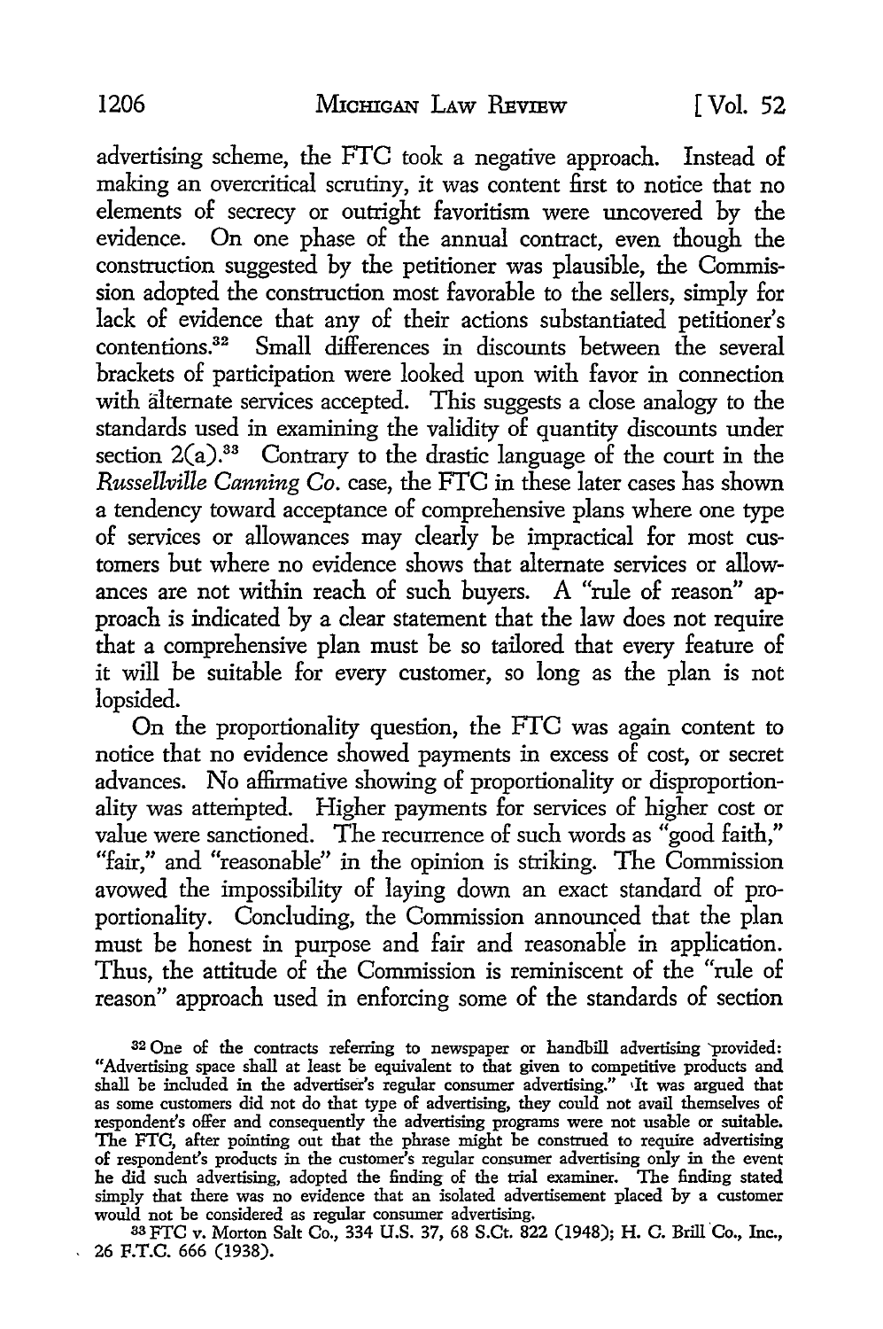advertising scheme, the FTC took a negative approach. Instead of making an overcritical scrutiny, it was content first to notice that no elements of secrecy or outright favoritism were uncovered by the evidence. On one phase of the annual contract, even though the construction suggested by the petitioner was plausible, the Commission adopted the construction most favorable to the sellers, simply for lack of evidence that any of their actions substantiated petitioner's contentions.[32] Small differences in discounts between the several brackets of participation were looked upon with favor in connection with alternate services accepted. This suggests a close analogy to the standards used in examining the validity of quantity discounts under section 2(a).[33] Contrary to the drastic language of the court in the *Russellville Canning Co.* case, the FTC in these later cases has shown a tendency toward acceptance of comprehensive plans where one type of services or allowances may clearly be impractical for most customers but where no evidence shows that alternate services or allowances are not within reach of such buyers. A "rule of reason" approach is indicated by a clear statement that the law does not require that a comprehensive plan must be so tailored that every feature of it will be suitable for every customer, so long as the plan is not lopsided.

On the proportionality question, the FTC was again content to notice that no evidence showed payments in excess of cost, or secret advances. No affirmative showing of proportionality or disproportionality was attempted. Higher payments for services of higher cost or value were sanctioned. The recurrence of such words as "good faith," "fair," and "reasonable" in the opinion is striking. The Commission avowed the impossibility of laying down an exact standard of proportionality. Concluding, the Commission announced that the plan must be honest in purpose and fair and reasonable in application. Thus, the attitude of the Commission is reminiscent of the "rule of reason" approach used in enforcing some of the standards of section

---

[32] One of the contracts referring to newspaper or handbill advertising provided: "Advertising space shall at least be equivalent to that given to competitive products and shall be included in the advertiser's regular consumer advertising." It was argued that as some customers did not do that type of advertising, they could not avail themselves of respondent's offer and consequently the advertising programs were not usable or suitable. The FTC, after pointing out that the phrase might be construed to require advertising of respondent's products in the customer's regular consumer advertising only in the event he did such advertising, adopted the finding of the trial examiner. The finding stated simply that there was no evidence that an isolated advertisement placed by a customer would not be considered as regular consumer advertising.

[33] FTC v. Morton Salt Co., 334 U.S. 37, 68 S.Ct. 822 (1948); H. C. Brill Co., Inc., 26 F.T.C. 666 (1938).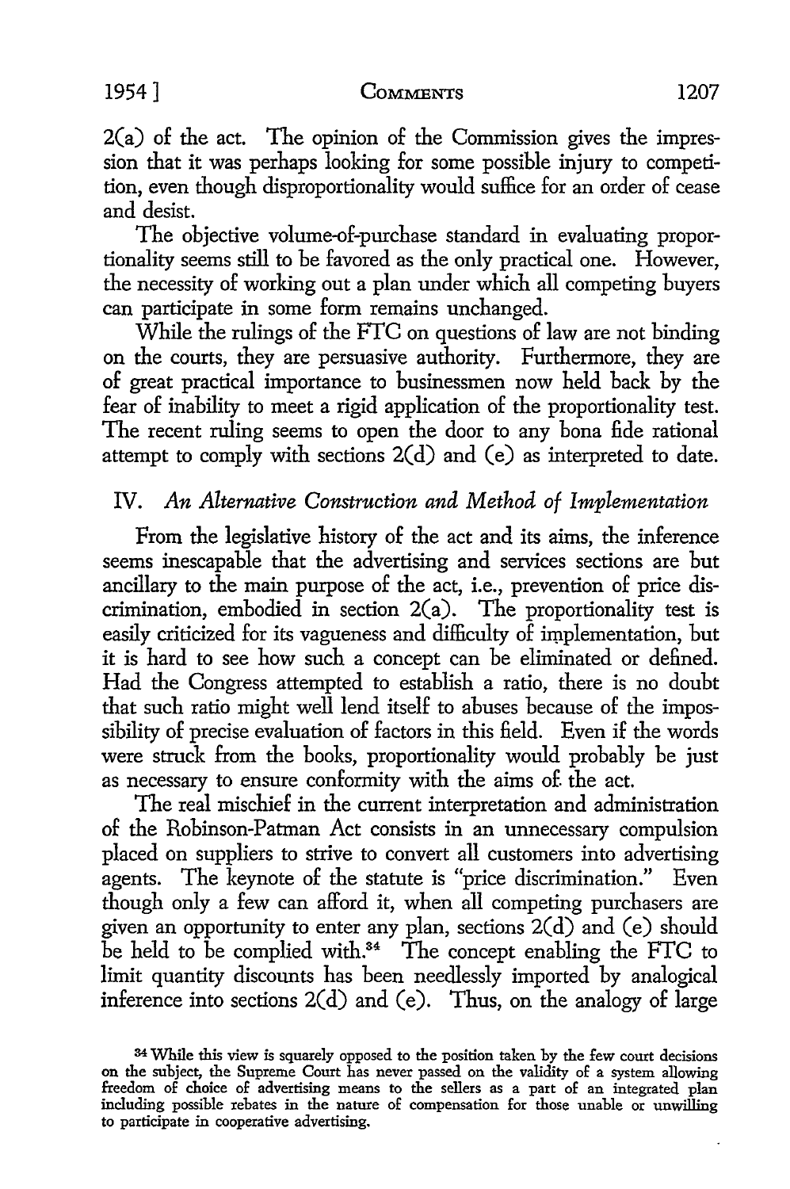2(a) of the act. The opinion of the Commission gives the impression that it was perhaps looking for some possible injury to competition, even though disproportionality would suffice for an order of cease and desist.

The objective volume-of-purchase standard in evaluating proportionality seems still to be favored as the only practical one. However, the necessity of working out a plan under which all competing buyers can participate in some form remains unchanged.

While the rulings of the FTC on questions of law are not binding on the courts, they are persuasive authority. Furthermore, they are of great practical importance to businessmen now held back by the fear of inability to meet a rigid application of the proportionality test. The recent ruling seems to open the door to any bona fide rational attempt to comply with sections 2(d) and (e) as interpreted to date.

## IV. *An Alternative Construction and Method of Implementation*

From the legislative history of the act and its aims, the inference seems inescapable that the advertising and services sections are but ancillary to the main purpose of the act, i.e., prevention of price discrimination, embodied in section 2(a). The proportionality test is easily criticized for its vagueness and difficulty of implementation, but it is hard to see how such a concept can be eliminated or defined. Had the Congress attempted to establish a ratio, there is no doubt that such ratio might well lend itself to abuses because of the impossibility of precise evaluation of factors in this field. Even if the words were struck from the books, proportionality would probably be just as necessary to ensure conformity with the aims of the act.

The real mischief in the current interpretation and administration of the Robinson-Patman Act consists in an unnecessary compulsion placed on suppliers to strive to convert all customers into advertising agents. The keynote of the statute is "price discrimination." Even though only a few can afford it, when all competing purchasers are given an opportunity to enter any plan, sections 2(d) and (e) should be held to be complied with.[34] The concept enabling the FTC to limit quantity discounts has been needlessly imported by analogical inference into sections 2(d) and (e). Thus, on the analogy of large

[34] While this view is squarely opposed to the position taken by the few court decisions on the subject, the Supreme Court has never passed on the validity of a system allowing freedom of choice of advertising means to the sellers as a part of an integrated plan including possible rebates in the nature of compensation for those unable or unwilling to participate in cooperative advertising.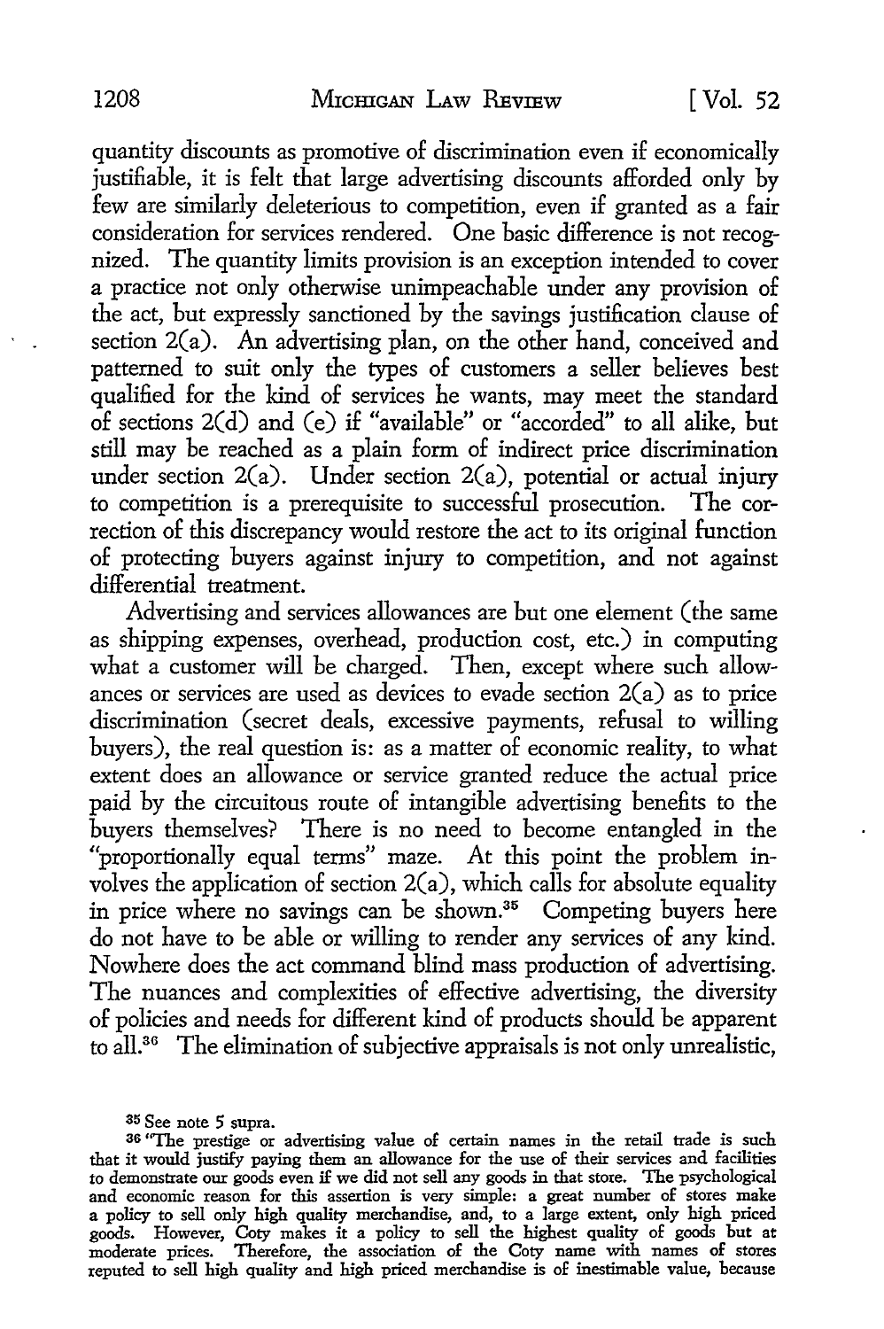quantity discounts as promotive of discrimination even if economically justifiable, it is felt that large advertising discounts afforded only by few are similarly deleterious to competition, even if granted as a fair consideration for services rendered. One basic difference is not recognized. The quantity limits provision is an exception intended to cover a practice not only otherwise unimpeachable under any provision of the act, but expressly sanctioned by the savings justification clause of section 2(a). An advertising plan, on the other hand, conceived and patterned to suit only the types of customers a seller believes best qualified for the kind of services he wants, may meet the standard of sections 2(d) and (e) if "available" or "accorded" to all alike, but still may be reached as a plain form of indirect price discrimination under section 2(a). Under section 2(a), potential or actual injury to competition is a prerequisite to successful prosecution. The correction of this discrepancy would restore the act to its original function of protecting buyers against injury to competition, and not against differential treatment.

Advertising and services allowances are but one element (the same as shipping expenses, overhead, production cost, etc.) in computing what a customer will be charged. Then, except where such allowances or services are used as devices to evade section 2(a) as to price discrimination (secret deals, excessive payments, refusal to willing buyers), the real question is: as a matter of economic reality, to what extent does an allowance or service granted reduce the actual price paid by the circuitous route of intangible advertising benefits to the buyers themselves? There is no need to become entangled in the "proportionally equal terms" maze. At this point the problem involves the application of section 2(a), which calls for absolute equality in price where no savings can be shown.[35] Competing buyers here do not have to be able or willing to render any services of any kind. Nowhere does the act command blind mass production of advertising. The nuances and complexities of effective advertising, the diversity of policies and needs for different kind of products should be apparent to all.[36] The elimination of subjective appraisals is not only unrealistic,

---

[35] See note 5 supra.

[36] "The prestige or advertising value of certain names in the retail trade is such that it would justify paying them an allowance for the use of their services and facilities to demonstrate our goods even if we did not sell any goods in that store. The psychological and economic reason for this assertion is very simple: a great number of stores make a policy to sell only high quality merchandise, and, to a large extent, only high priced goods. However, Coty makes it a policy to sell the highest quality of goods but at moderate prices. Therefore, the association of the Coty name with names of stores reputed to sell high quality and high priced merchandise is of inestimable value, because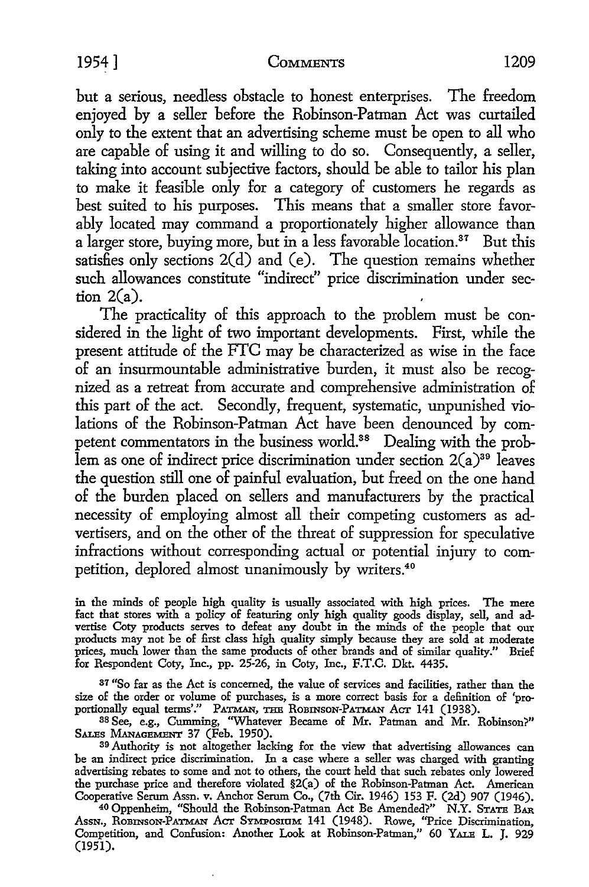but a serious, needless obstacle to honest enterprises. The freedom enjoyed by a seller before the Robinson-Patman Act was curtailed only to the extent that an advertising scheme must be open to all who are capable of using it and willing to do so. Consequently, a seller, taking into account subjective factors, should be able to tailor his plan to make it feasible only for a category of customers he regards as best suited to his purposes. This means that a smaller store favorably located may command a proportionately higher allowance than a larger store, buying more, but in a less favorable location.[37] But this satisfies only sections 2(d) and (e). The question remains whether such allowances constitute "indirect" price discrimination under section 2(a).

The practicality of this approach to the problem must be considered in the light of two important developments. First, while the present attitude of the FTC may be characterized as wise in the face of an insurmountable administrative burden, it must also be recognized as a retreat from accurate and comprehensive administration of this part of the act. Secondly, frequent, systematic, unpunished violations of the Robinson-Patman Act have been denounced by competent commentators in the business world.[38] Dealing with the problem as one of indirect price discrimination under section 2(a)[39] leaves the question still one of painful evaluation, but freed on the one hand of the burden placed on sellers and manufacturers by the practical necessity of employing almost all their competing customers as advertisers, and on the other of the threat of suppression for speculative infractions without corresponding actual or potential injury to competition, deplored almost unanimously by writers.[40]

in the minds of people high quality is usually associated with high prices. The mere fact that stores with a policy of featuring only high quality goods display, sell, and advertise Coty products serves to defeat any doubt in the minds of the people that our products may not be of first class high quality simply because they are sold at moderate prices, much lower than the same products of other brands and of similar quality." Brief for Respondent Coty, Inc., pp. 25-26, in Coty, Inc., F.T.C. Dkt. 4435.

[37] "So far as the Act is concerned, the value of services and facilities, rather than the size of the order or volume of purchases, is a more correct basis for a definition of 'proportionally equal terms'." PATMAN, THE ROBINSON-PATMAN ACT 141 (1938).

[38] See, e.g., Cumming, "Whatever Became of Mr. Patman and Mr. Robinson?" SALES MANAGEMENT 37 (Feb. 1950).

[39] Authority is not altogether lacking for the view that advertising allowances can be an indirect price discrimination. In a case where a seller was charged with granting advertising rebates to some and not to others, the court held that such rebates only lowered the purchase price and therefore violated §2(a) of the Robinson-Patman Act. American Cooperative Serum Assn. v. Anchor Serum Co., (7th Cir. 1946) 153 F. (2d) 907 (1946).

[40] Oppenheim, "Should the Robinson-Patman Act Be Amended?" N.Y. STATE BAR ASSN., ROBINSON-PATMAN ACT SYMPOSIUM 141 (1948). Rowe, "Price Discrimination, Competition, and Confusion: Another Look at Robinson-Patman," 60 YALE L. J. 929 (1951).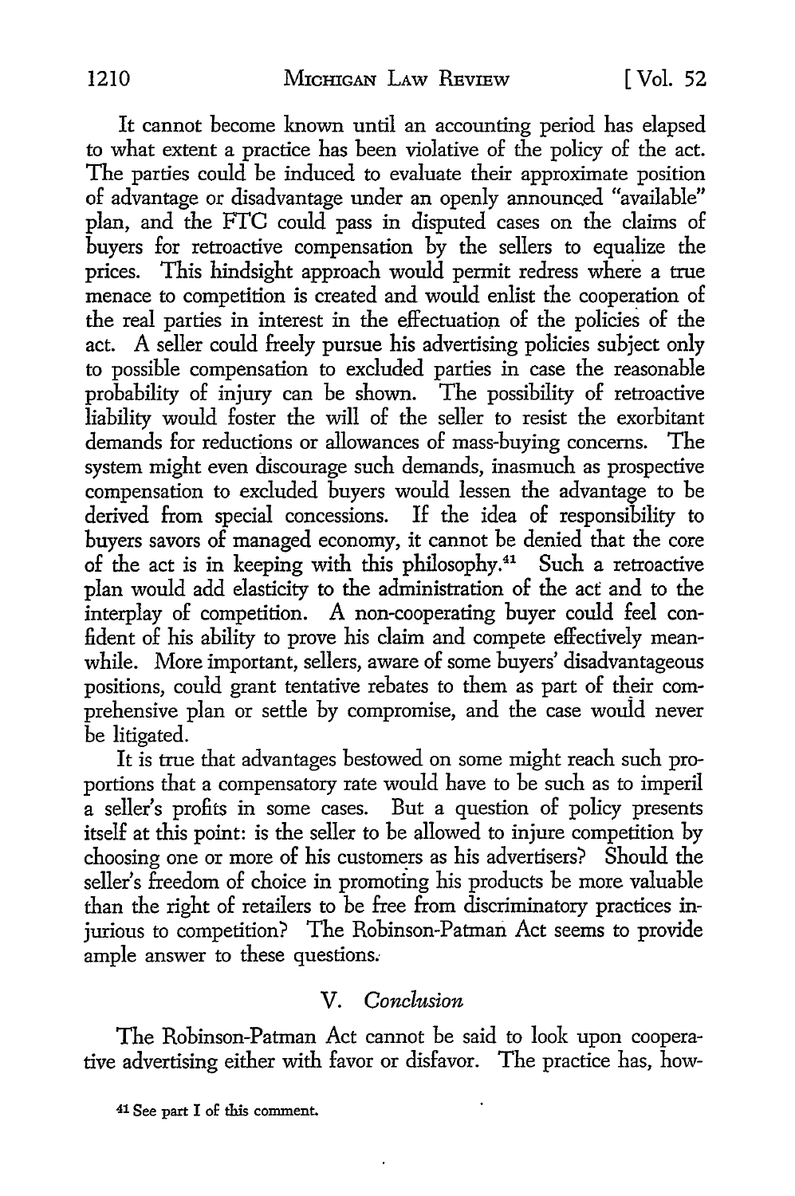It cannot become known until an accounting period has elapsed to what extent a practice has been violative of the policy of the act. The parties could be induced to evaluate their approximate position of advantage or disadvantage under an openly announced "available" plan, and the FTC could pass in disputed cases on the claims of buyers for retroactive compensation by the sellers to equalize the prices. This hindsight approach would permit redress where a true menace to competition is created and would enlist the cooperation of the real parties in interest in the effectuation of the policies of the act. A seller could freely pursue his advertising policies subject only to possible compensation to excluded parties in case the reasonable probability of injury can be shown. The possibility of retroactive liability would foster the will of the seller to resist the exorbitant demands for reductions or allowances of mass-buying concerns. The system might even discourage such demands, inasmuch as prospective compensation to excluded buyers would lessen the advantage to be derived from special concessions. If the idea of responsibility to buyers savors of managed economy, it cannot be denied that the core of the act is in keeping with this philosophy.[41] Such a retroactive plan would add elasticity to the administration of the act and to the interplay of competition. A non-cooperating buyer could feel confident of his ability to prove his claim and compete effectively meanwhile. More important, sellers, aware of some buyers' disadvantageous positions, could grant tentative rebates to them as part of their comprehensive plan or settle by compromise, and the case would never be litigated.

It is true that advantages bestowed on some might reach such proportions that a compensatory rate would have to be such as to imperil a seller's profits in some cases. But a question of policy presents itself at this point: is the seller to be allowed to injure competition by choosing one or more of his customers as his advertisers? Should the seller's freedom of choice in promoting his products be more valuable than the right of retailers to be free from discriminatory practices injurious to competition? The Robinson-Patman Act seems to provide ample answer to these questions.

## V. *Conclusion*

The Robinson-Patman Act cannot be said to look upon cooperative advertising either with favor or disfavor. The practice has, how-

[41] See part I of this comment.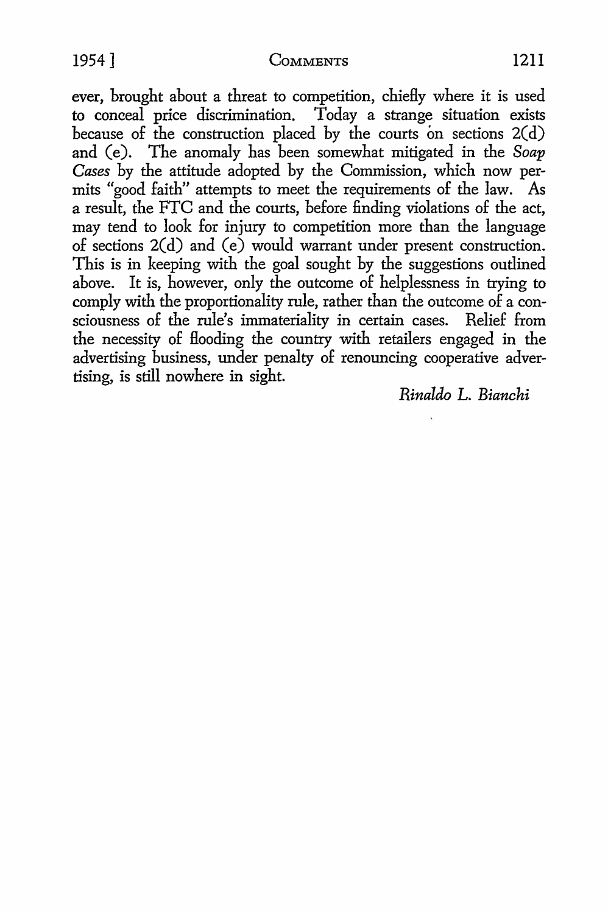ever, brought about a threat to competition, chiefly where it is used to conceal price discrimination. Today a strange situation exists because of the construction placed by the courts on sections 2(d) and (e). The anomaly has been somewhat mitigated in the *Soap Cases* by the attitude adopted by the Commission, which now permits "good faith" attempts to meet the requirements of the law. As a result, the FTC and the courts, before finding violations of the act, may tend to look for injury to competition more than the language of sections 2(d) and (e) would warrant under present construction. This is in keeping with the goal sought by the suggestions outlined above. It is, however, only the outcome of helplessness in trying to comply with the proportionality rule, rather than the outcome of a consciousness of the rule's immateriality in certain cases. Relief from the necessity of flooding the country with retailers engaged in the advertising business, under penalty of renouncing cooperative advertising, is still nowhere in sight.

*Rinaldo L. Bianchi*